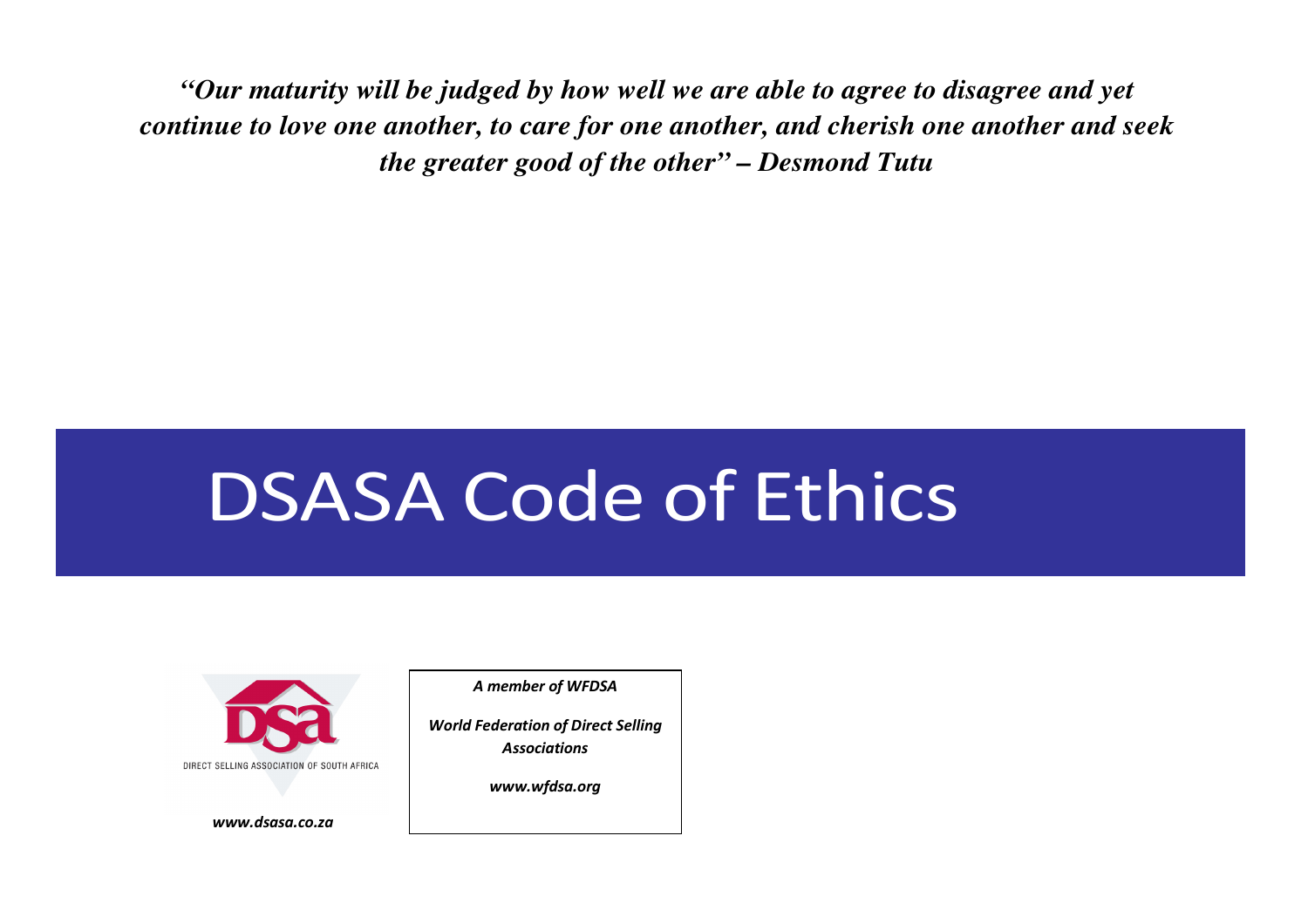***"Our maturity will be judged by how well we are able to agree to disagree and yet continue to love one another, to care for one another, and cherish one another and seek the greater good of the other" – Desmond Tutu***

# DSASA Code of Ethics

DIRECT SELLING ASSOCIATION OF SOUTH AFRICA

***www.dsasa.co.za***

***A member of WFDSA***

***World Federation of Direct Selling Associations***

***www.wfdsa.org***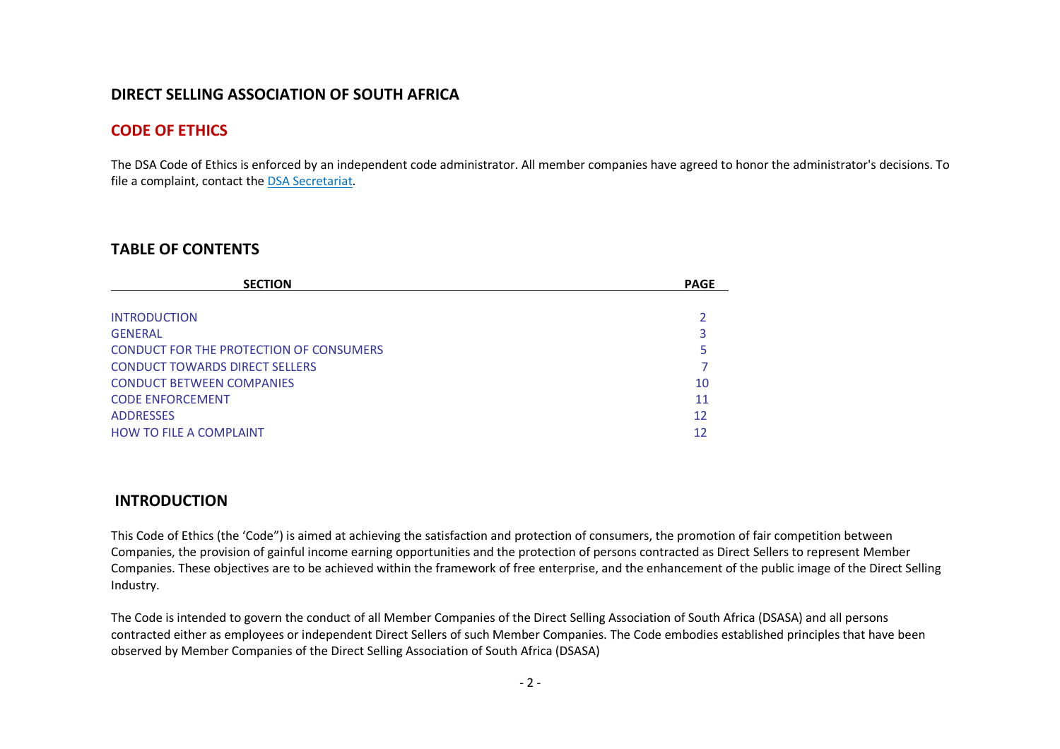## DIRECT SELLING ASSOCIATION OF SOUTH AFRICA

## CODE OF ETHICS

The DSA Code of Ethics is enforced by an independent code administrator. All member companies have agreed to honor the administrator's decisions. To file a complaint, contact the DSA Secretariat.

## TABLE OF CONTENTS

| SECTION | PAGE |
| --- | --- |
| INTRODUCTION | 2 |
| GENERAL | 3 |
| CONDUCT FOR THE PROTECTION OF CONSUMERS | 5 |
| CONDUCT TOWARDS DIRECT SELLERS | 7 |
| CONDUCT BETWEEN COMPANIES | 10 |
| CODE ENFORCEMENT | 11 |
| ADDRESSES | 12 |
| HOW TO FILE A COMPLAINT | 12 |

## INTRODUCTION

This Code of Ethics (the 'Code") is aimed at achieving the satisfaction and protection of consumers, the promotion of fair competition between Companies, the provision of gainful income earning opportunities and the protection of persons contracted as Direct Sellers to represent Member Companies. These objectives are to be achieved within the framework of free enterprise, and the enhancement of the public image of the Direct Selling Industry.

The Code is intended to govern the conduct of all Member Companies of the Direct Selling Association of South Africa (DSASA) and all persons contracted either as employees or independent Direct Sellers of such Member Companies. The Code embodies established principles that have been observed by Member Companies of the Direct Selling Association of South Africa (DSASA)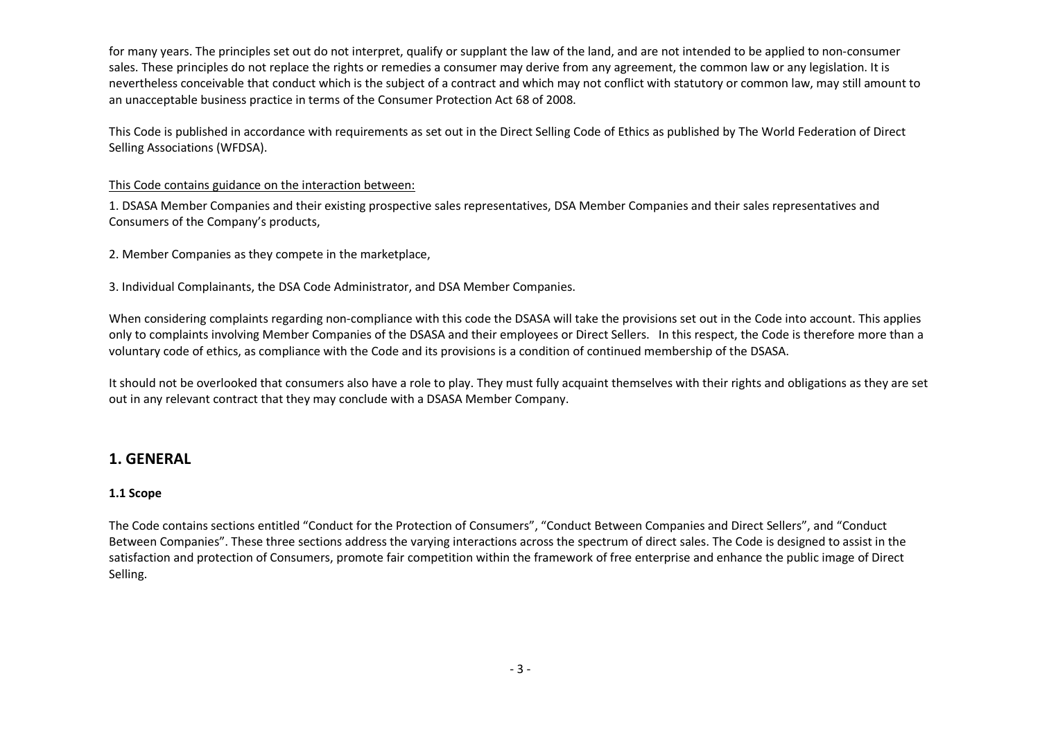for many years. The principles set out do not interpret, qualify or supplant the law of the land, and are not intended to be applied to non-consumer sales. These principles do not replace the rights or remedies a consumer may derive from any agreement, the common law or any legislation. It is nevertheless conceivable that conduct which is the subject of a contract and which may not conflict with statutory or common law, may still amount to an unacceptable business practice in terms of the Consumer Protection Act 68 of 2008.

This Code is published in accordance with requirements as set out in the Direct Selling Code of Ethics as published by The World Federation of Direct Selling Associations (WFDSA).

<u>This Code contains guidance on the interaction between:</u>

1. DSASA Member Companies and their existing prospective sales representatives, DSA Member Companies and their sales representatives and Consumers of the Company's products,

2. Member Companies as they compete in the marketplace,

3. Individual Complainants, the DSA Code Administrator, and DSA Member Companies.

When considering complaints regarding non-compliance with this code the DSASA will take the provisions set out in the Code into account. This applies only to complaints involving Member Companies of the DSASA and their employees or Direct Sellers. In this respect, the Code is therefore more than a voluntary code of ethics, as compliance with the Code and its provisions is a condition of continued membership of the DSASA.

It should not be overlooked that consumers also have a role to play. They must fully acquaint themselves with their rights and obligations as they are set out in any relevant contract that they may conclude with a DSASA Member Company.

## 1. GENERAL

### 1.1 Scope

The Code contains sections entitled "Conduct for the Protection of Consumers", "Conduct Between Companies and Direct Sellers", and "Conduct Between Companies". These three sections address the varying interactions across the spectrum of direct sales. The Code is designed to assist in the satisfaction and protection of Consumers, promote fair competition within the framework of free enterprise and enhance the public image of Direct Selling.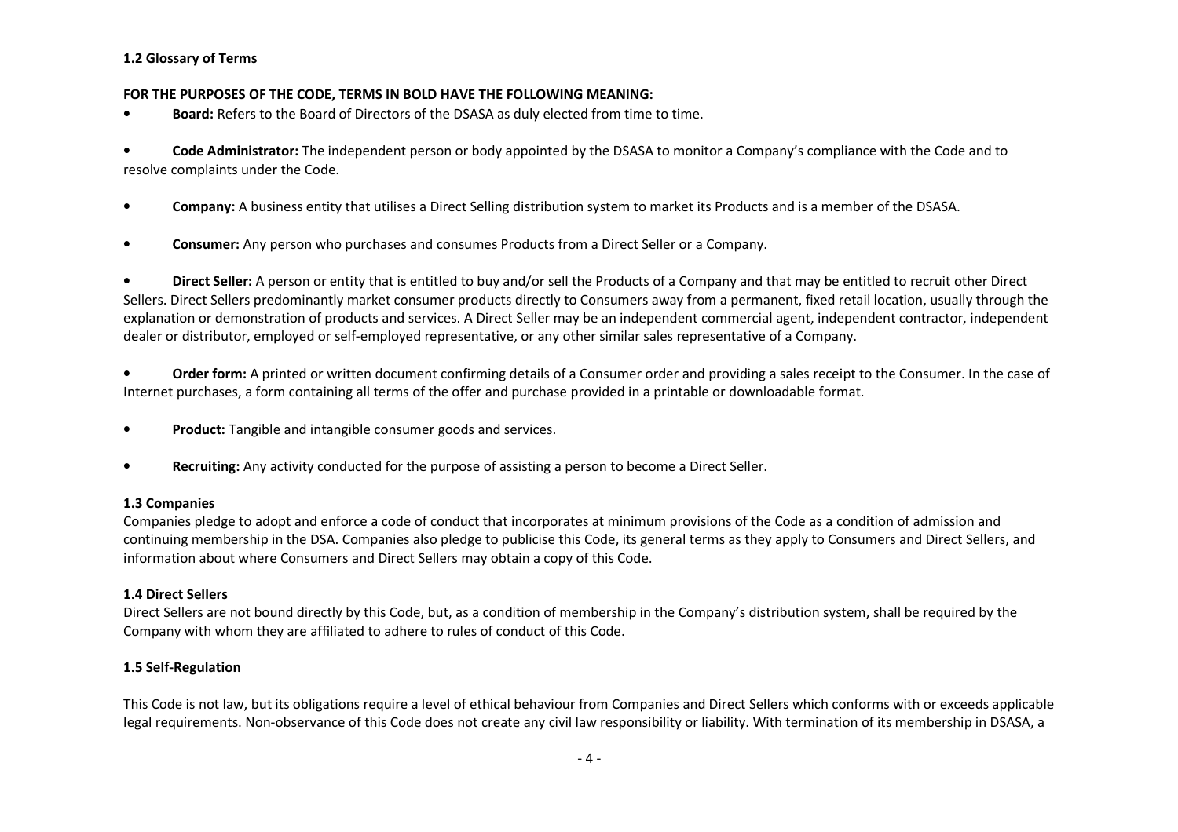### 1.2 Glossary of Terms

**FOR THE PURPOSES OF THE CODE, TERMS IN BOLD HAVE THE FOLLOWING MEANING:**

- **Board:** Refers to the Board of Directors of the DSASA as duly elected from time to time.
- **Code Administrator:** The independent person or body appointed by the DSASA to monitor a Company's compliance with the Code and to resolve complaints under the Code.
- **Company:** A business entity that utilises a Direct Selling distribution system to market its Products and is a member of the DSASA.
- **Consumer:** Any person who purchases and consumes Products from a Direct Seller or a Company.
- **Direct Seller:** A person or entity that is entitled to buy and/or sell the Products of a Company and that may be entitled to recruit other Direct Sellers. Direct Sellers predominantly market consumer products directly to Consumers away from a permanent, fixed retail location, usually through the explanation or demonstration of products and services. A Direct Seller may be an independent commercial agent, independent contractor, independent dealer or distributor, employed or self-employed representative, or any other similar sales representative of a Company.
- **Order form:** A printed or written document confirming details of a Consumer order and providing a sales receipt to the Consumer. In the case of Internet purchases, a form containing all terms of the offer and purchase provided in a printable or downloadable format.
- **Product:** Tangible and intangible consumer goods and services.
- **Recruiting:** Any activity conducted for the purpose of assisting a person to become a Direct Seller.

### 1.3 Companies

Companies pledge to adopt and enforce a code of conduct that incorporates at minimum provisions of the Code as a condition of admission and continuing membership in the DSA. Companies also pledge to publicise this Code, its general terms as they apply to Consumers and Direct Sellers, and information about where Consumers and Direct Sellers may obtain a copy of this Code.

### 1.4 Direct Sellers

Direct Sellers are not bound directly by this Code, but, as a condition of membership in the Company's distribution system, shall be required by the Company with whom they are affiliated to adhere to rules of conduct of this Code.

### 1.5 Self-Regulation

This Code is not law, but its obligations require a level of ethical behaviour from Companies and Direct Sellers which conforms with or exceeds applicable legal requirements. Non-observance of this Code does not create any civil law responsibility or liability. With termination of its membership in DSASA, a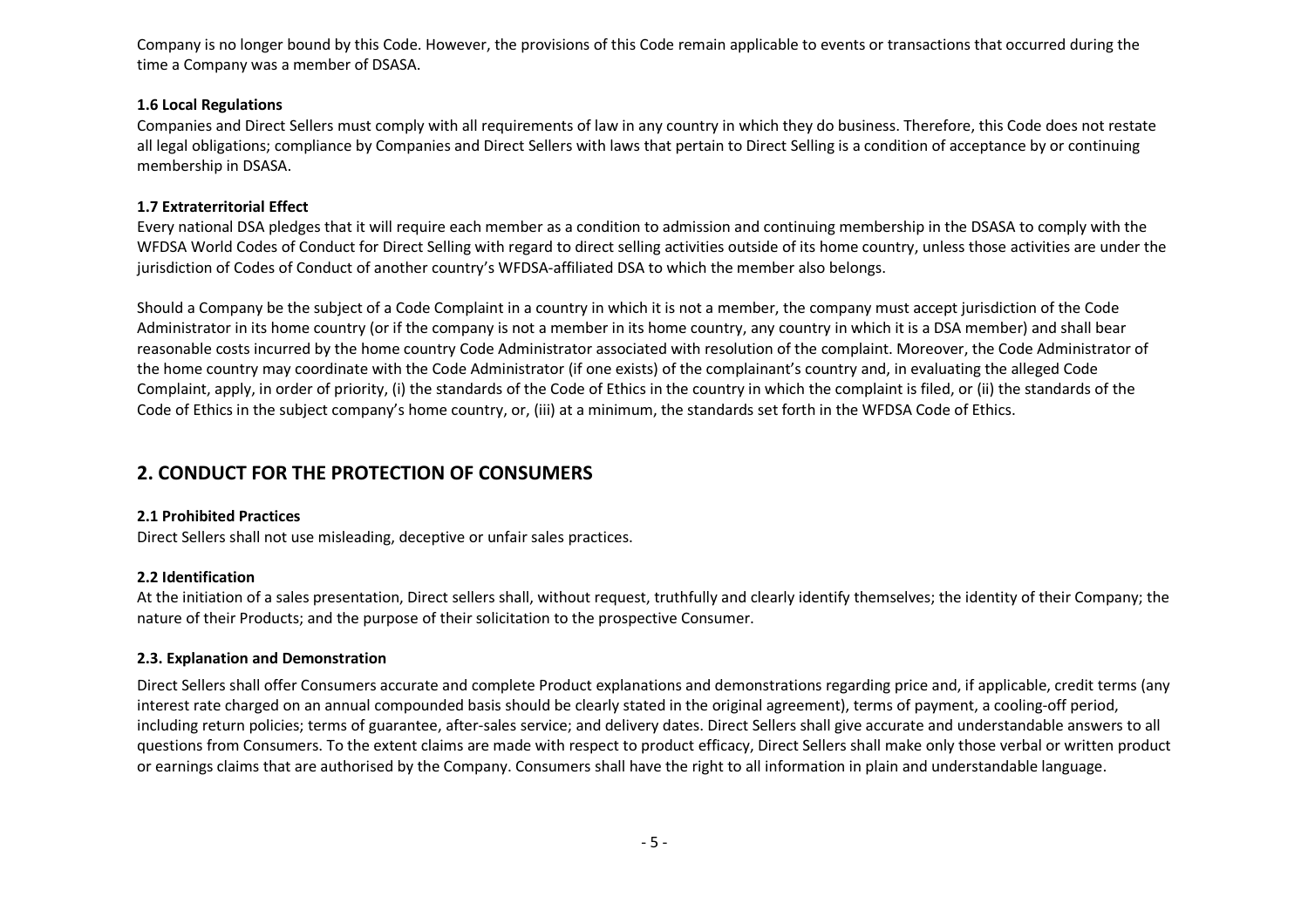Company is no longer bound by this Code. However, the provisions of this Code remain applicable to events or transactions that occurred during the time a Company was a member of DSASA.

### 1.6 Local Regulations

Companies and Direct Sellers must comply with all requirements of law in any country in which they do business. Therefore, this Code does not restate all legal obligations; compliance by Companies and Direct Sellers with laws that pertain to Direct Selling is a condition of acceptance by or continuing membership in DSASA.

### 1.7 Extraterritorial Effect

Every national DSA pledges that it will require each member as a condition to admission and continuing membership in the DSASA to comply with the WFDSA World Codes of Conduct for Direct Selling with regard to direct selling activities outside of its home country, unless those activities are under the jurisdiction of Codes of Conduct of another country's WFDSA-affiliated DSA to which the member also belongs.

Should a Company be the subject of a Code Complaint in a country in which it is not a member, the company must accept jurisdiction of the Code Administrator in its home country (or if the company is not a member in its home country, any country in which it is a DSA member) and shall bear reasonable costs incurred by the home country Code Administrator associated with resolution of the complaint. Moreover, the Code Administrator of the home country may coordinate with the Code Administrator (if one exists) of the complainant's country and, in evaluating the alleged Code Complaint, apply, in order of priority, (i) the standards of the Code of Ethics in the country in which the complaint is filed, or (ii) the standards of the Code of Ethics in the subject company's home country, or, (iii) at a minimum, the standards set forth in the WFDSA Code of Ethics.

## 2. CONDUCT FOR THE PROTECTION OF CONSUMERS

### 2.1 Prohibited Practices

Direct Sellers shall not use misleading, deceptive or unfair sales practices.

### 2.2 Identification

At the initiation of a sales presentation, Direct sellers shall, without request, truthfully and clearly identify themselves; the identity of their Company; the nature of their Products; and the purpose of their solicitation to the prospective Consumer.

### 2.3. Explanation and Demonstration

Direct Sellers shall offer Consumers accurate and complete Product explanations and demonstrations regarding price and, if applicable, credit terms (any interest rate charged on an annual compounded basis should be clearly stated in the original agreement), terms of payment, a cooling-off period, including return policies; terms of guarantee, after-sales service; and delivery dates. Direct Sellers shall give accurate and understandable answers to all questions from Consumers. To the extent claims are made with respect to product efficacy, Direct Sellers shall make only those verbal or written product or earnings claims that are authorised by the Company. Consumers shall have the right to all information in plain and understandable language.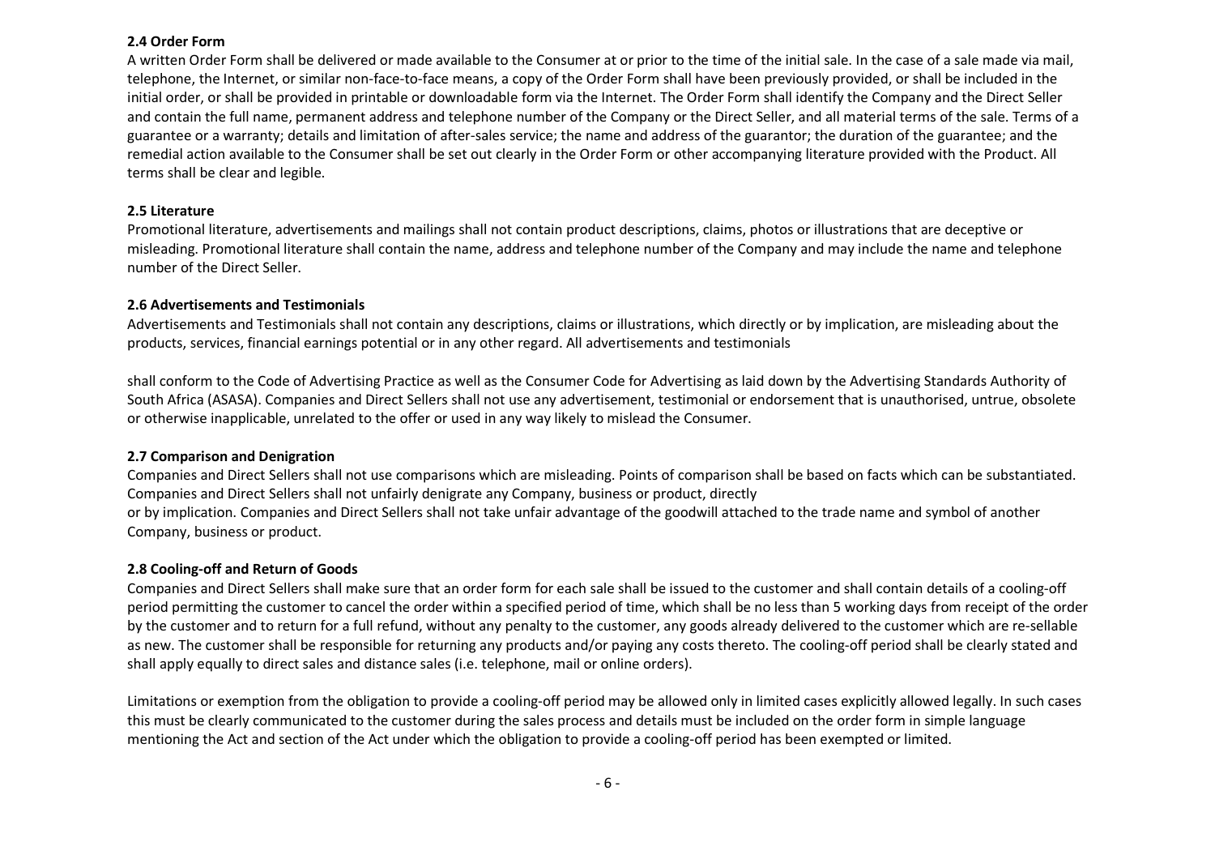**2.4 Order Form**

A written Order Form shall be delivered or made available to the Consumer at or prior to the time of the initial sale. In the case of a sale made via mail, telephone, the Internet, or similar non-face-to-face means, a copy of the Order Form shall have been previously provided, or shall be included in the initial order, or shall be provided in printable or downloadable form via the Internet. The Order Form shall identify the Company and the Direct Seller and contain the full name, permanent address and telephone number of the Company or the Direct Seller, and all material terms of the sale. Terms of a guarantee or a warranty; details and limitation of after-sales service; the name and address of the guarantor; the duration of the guarantee; and the remedial action available to the Consumer shall be set out clearly in the Order Form or other accompanying literature provided with the Product. All terms shall be clear and legible.

**2.5 Literature**

Promotional literature, advertisements and mailings shall not contain product descriptions, claims, photos or illustrations that are deceptive or misleading. Promotional literature shall contain the name, address and telephone number of the Company and may include the name and telephone number of the Direct Seller.

**2.6 Advertisements and Testimonials**

Advertisements and Testimonials shall not contain any descriptions, claims or illustrations, which directly or by implication, are misleading about the products, services, financial earnings potential or in any other regard. All advertisements and testimonials shall conform to the Code of Advertising Practice as well as the Consumer Code for Advertising as laid down by the Advertising Standards Authority of South Africa (ASASA). Companies and Direct Sellers shall not use any advertisement, testimonial or endorsement that is unauthorised, untrue, obsolete or otherwise inapplicable, unrelated to the offer or used in any way likely to mislead the Consumer.

**2.7 Comparison and Denigration**

Companies and Direct Sellers shall not use comparisons which are misleading. Points of comparison shall be based on facts which can be substantiated. Companies and Direct Sellers shall not unfairly denigrate any Company, business or product, directly or by implication. Companies and Direct Sellers shall not take unfair advantage of the goodwill attached to the trade name and symbol of another Company, business or product.

**2.8 Cooling-off and Return of Goods**

Companies and Direct Sellers shall make sure that an order form for each sale shall be issued to the customer and shall contain details of a cooling-off period permitting the customer to cancel the order within a specified period of time, which shall be no less than 5 working days from receipt of the order by the customer and to return for a full refund, without any penalty to the customer, any goods already delivered to the customer which are re-sellable as new. The customer shall be responsible for returning any products and/or paying any costs thereto. The cooling-off period shall be clearly stated and shall apply equally to direct sales and distance sales (i.e. telephone, mail or online orders).

Limitations or exemption from the obligation to provide a cooling-off period may be allowed only in limited cases explicitly allowed legally. In such cases this must be clearly communicated to the customer during the sales process and details must be included on the order form in simple language mentioning the Act and section of the Act under which the obligation to provide a cooling-off period has been exempted or limited.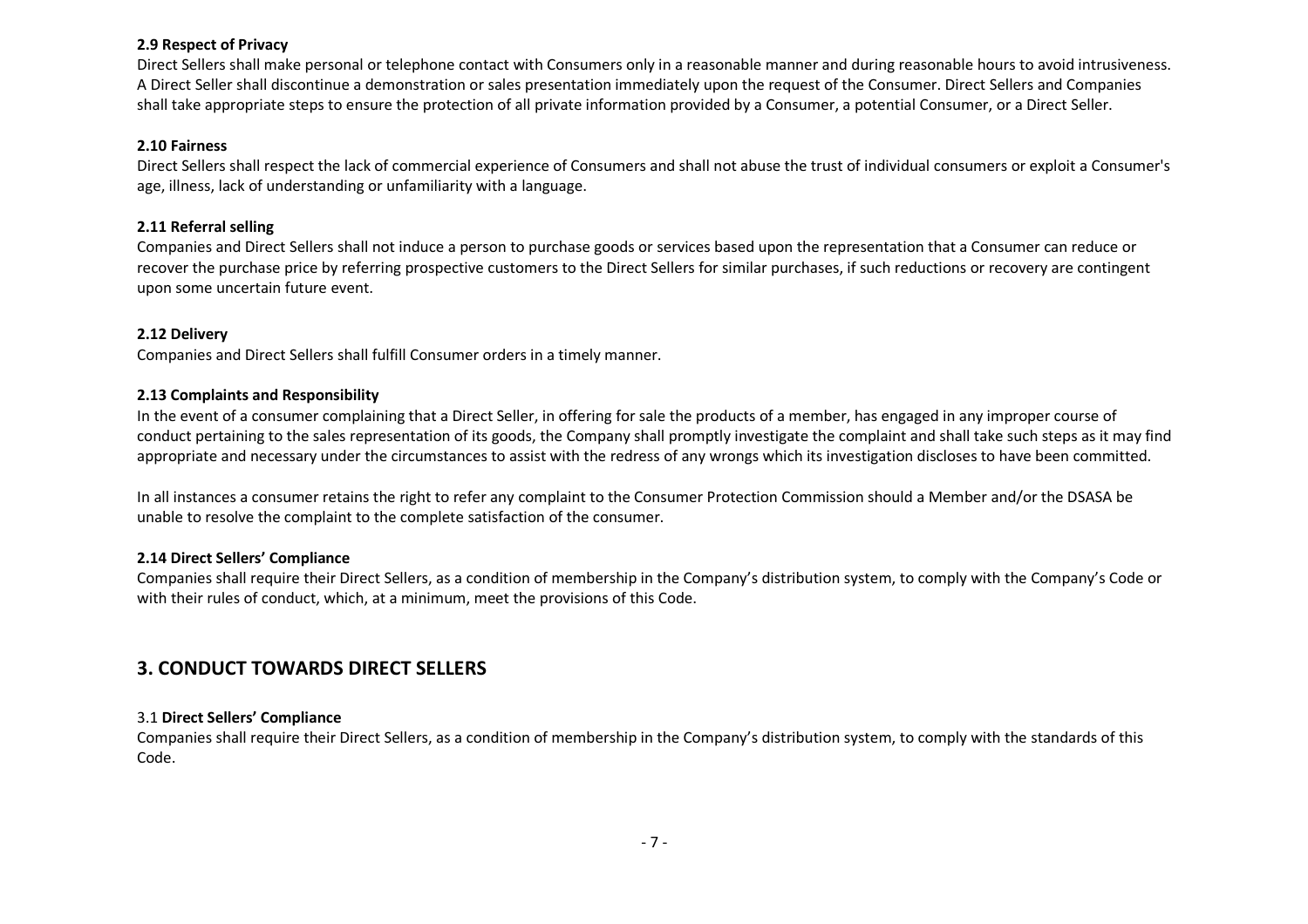### 2.9 Respect of Privacy

Direct Sellers shall make personal or telephone contact with Consumers only in a reasonable manner and during reasonable hours to avoid intrusiveness. A Direct Seller shall discontinue a demonstration or sales presentation immediately upon the request of the Consumer. Direct Sellers and Companies shall take appropriate steps to ensure the protection of all private information provided by a Consumer, a potential Consumer, or a Direct Seller.

### 2.10 Fairness

Direct Sellers shall respect the lack of commercial experience of Consumers and shall not abuse the trust of individual consumers or exploit a Consumer's age, illness, lack of understanding or unfamiliarity with a language.

### 2.11 Referral selling

Companies and Direct Sellers shall not induce a person to purchase goods or services based upon the representation that a Consumer can reduce or recover the purchase price by referring prospective customers to the Direct Sellers for similar purchases, if such reductions or recovery are contingent upon some uncertain future event.

### 2.12 Delivery

Companies and Direct Sellers shall fulfill Consumer orders in a timely manner.

### 2.13 Complaints and Responsibility

In the event of a consumer complaining that a Direct Seller, in offering for sale the products of a member, has engaged in any improper course of conduct pertaining to the sales representation of its goods, the Company shall promptly investigate the complaint and shall take such steps as it may find appropriate and necessary under the circumstances to assist with the redress of any wrongs which its investigation discloses to have been committed.

In all instances a consumer retains the right to refer any complaint to the Consumer Protection Commission should a Member and/or the DSASA be unable to resolve the complaint to the complete satisfaction of the consumer.

### 2.14 Direct Sellers' Compliance

Companies shall require their Direct Sellers, as a condition of membership in the Company's distribution system, to comply with the Company's Code or with their rules of conduct, which, at a minimum, meet the provisions of this Code.

## 3. CONDUCT TOWARDS DIRECT SELLERS

### 3.1 Direct Sellers' Compliance

Companies shall require their Direct Sellers, as a condition of membership in the Company's distribution system, to comply with the standards of this Code.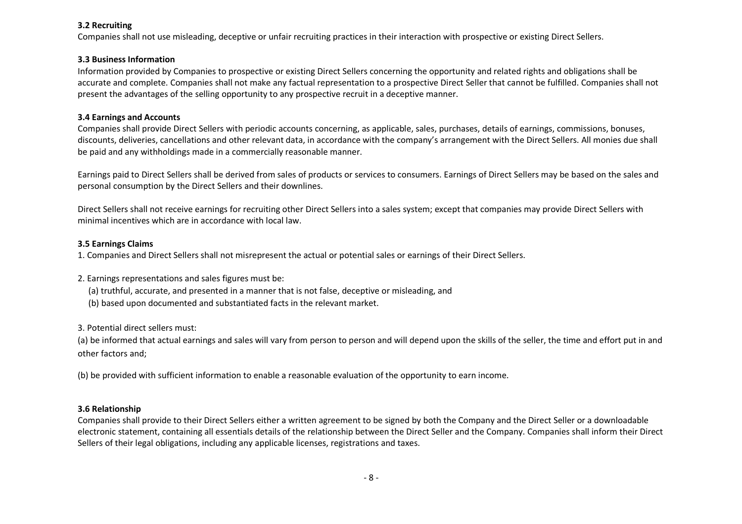### 3.2 Recruiting

Companies shall not use misleading, deceptive or unfair recruiting practices in their interaction with prospective or existing Direct Sellers.

### 3.3 Business Information

Information provided by Companies to prospective or existing Direct Sellers concerning the opportunity and related rights and obligations shall be accurate and complete. Companies shall not make any factual representation to a prospective Direct Seller that cannot be fulfilled. Companies shall not present the advantages of the selling opportunity to any prospective recruit in a deceptive manner.

### 3.4 Earnings and Accounts

Companies shall provide Direct Sellers with periodic accounts concerning, as applicable, sales, purchases, details of earnings, commissions, bonuses, discounts, deliveries, cancellations and other relevant data, in accordance with the company's arrangement with the Direct Sellers. All monies due shall be paid and any withholdings made in a commercially reasonable manner.

Earnings paid to Direct Sellers shall be derived from sales of products or services to consumers. Earnings of Direct Sellers may be based on the sales and personal consumption by the Direct Sellers and their downlines.

Direct Sellers shall not receive earnings for recruiting other Direct Sellers into a sales system; except that companies may provide Direct Sellers with minimal incentives which are in accordance with local law.

### 3.5 Earnings Claims

1. Companies and Direct Sellers shall not misrepresent the actual or potential sales or earnings of their Direct Sellers.

2. Earnings representations and sales figures must be:
   (a) truthful, accurate, and presented in a manner that is not false, deceptive or misleading, and
   (b) based upon documented and substantiated facts in the relevant market.

3. Potential direct sellers must:

(a) be informed that actual earnings and sales will vary from person to person and will depend upon the skills of the seller, the time and effort put in and other factors and;

(b) be provided with sufficient information to enable a reasonable evaluation of the opportunity to earn income.

### 3.6 Relationship

Companies shall provide to their Direct Sellers either a written agreement to be signed by both the Company and the Direct Seller or a downloadable electronic statement, containing all essentials details of the relationship between the Direct Seller and the Company. Companies shall inform their Direct Sellers of their legal obligations, including any applicable licenses, registrations and taxes.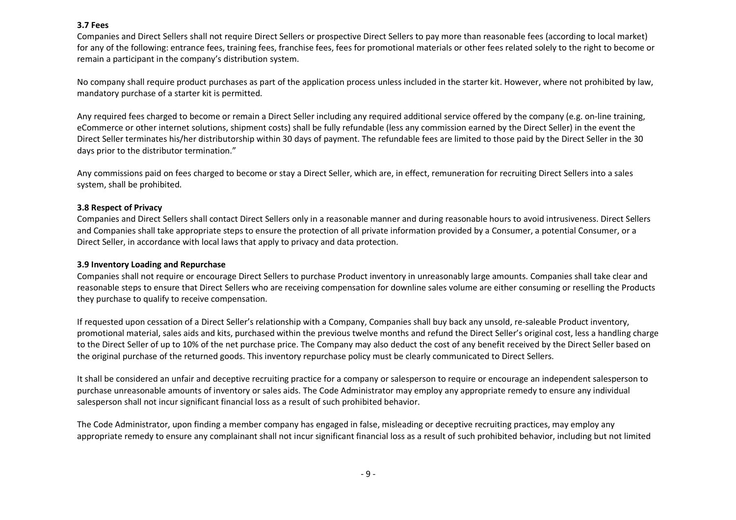**3.7 Fees**

Companies and Direct Sellers shall not require Direct Sellers or prospective Direct Sellers to pay more than reasonable fees (according to local market) for any of the following: entrance fees, training fees, franchise fees, fees for promotional materials or other fees related solely to the right to become or remain a participant in the company's distribution system.

No company shall require product purchases as part of the application process unless included in the starter kit. However, where not prohibited by law, mandatory purchase of a starter kit is permitted.

Any required fees charged to become or remain a Direct Seller including any required additional service offered by the company (e.g. on-line training, eCommerce or other internet solutions, shipment costs) shall be fully refundable (less any commission earned by the Direct Seller) in the event the Direct Seller terminates his/her distributorship within 30 days of payment. The refundable fees are limited to those paid by the Direct Seller in the 30 days prior to the distributor termination."

Any commissions paid on fees charged to become or stay a Direct Seller, which are, in effect, remuneration for recruiting Direct Sellers into a sales system, shall be prohibited.

**3.8 Respect of Privacy**

Companies and Direct Sellers shall contact Direct Sellers only in a reasonable manner and during reasonable hours to avoid intrusiveness. Direct Sellers and Companies shall take appropriate steps to ensure the protection of all private information provided by a Consumer, a potential Consumer, or a Direct Seller, in accordance with local laws that apply to privacy and data protection.

**3.9 Inventory Loading and Repurchase**

Companies shall not require or encourage Direct Sellers to purchase Product inventory in unreasonably large amounts. Companies shall take clear and reasonable steps to ensure that Direct Sellers who are receiving compensation for downline sales volume are either consuming or reselling the Products they purchase to qualify to receive compensation.

If requested upon cessation of a Direct Seller's relationship with a Company, Companies shall buy back any unsold, re-saleable Product inventory, promotional material, sales aids and kits, purchased within the previous twelve months and refund the Direct Seller's original cost, less a handling charge to the Direct Seller of up to 10% of the net purchase price. The Company may also deduct the cost of any benefit received by the Direct Seller based on the original purchase of the returned goods. This inventory repurchase policy must be clearly communicated to Direct Sellers.

It shall be considered an unfair and deceptive recruiting practice for a company or salesperson to require or encourage an independent salesperson to purchase unreasonable amounts of inventory or sales aids. The Code Administrator may employ any appropriate remedy to ensure any individual salesperson shall not incur significant financial loss as a result of such prohibited behavior.

The Code Administrator, upon finding a member company has engaged in false, misleading or deceptive recruiting practices, may employ any appropriate remedy to ensure any complainant shall not incur significant financial loss as a result of such prohibited behavior, including but not limited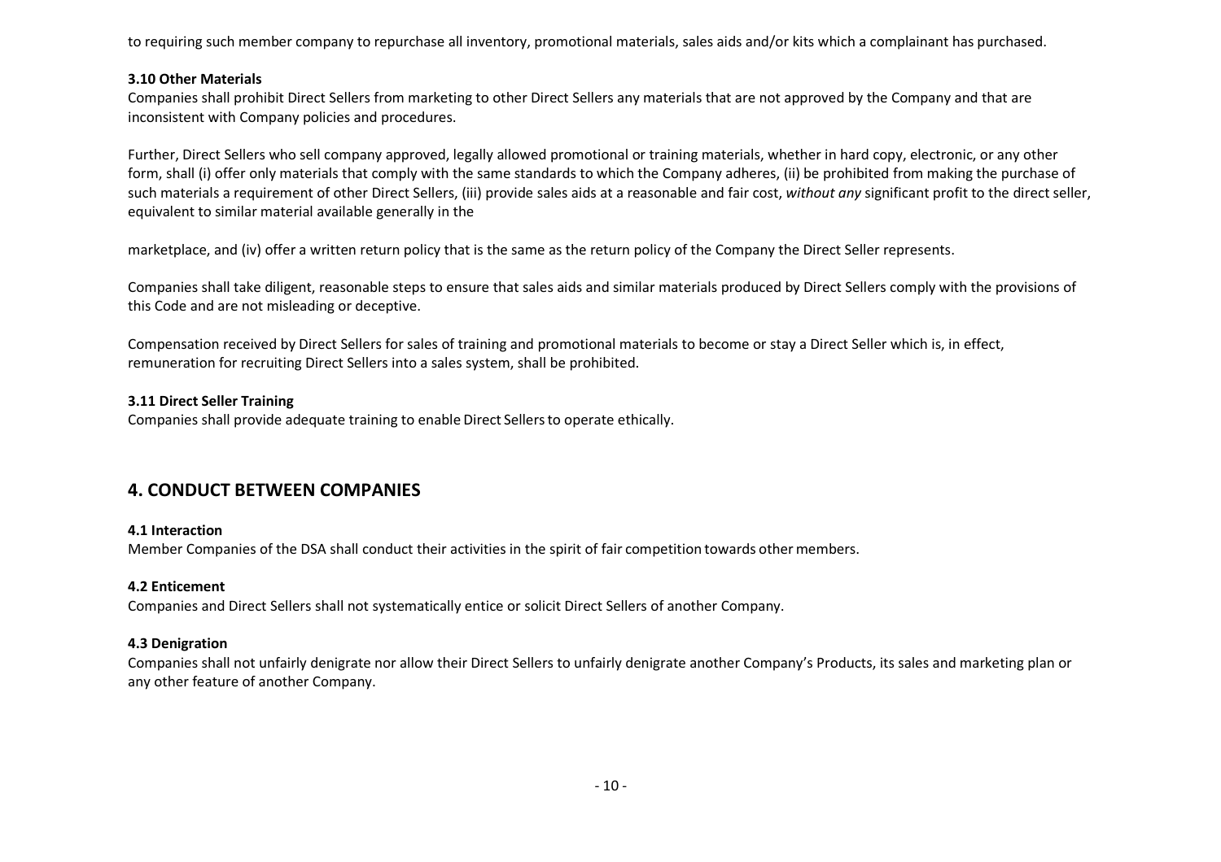to requiring such member company to repurchase all inventory, promotional materials, sales aids and/or kits which a complainant has purchased.

### 3.10 Other Materials

Companies shall prohibit Direct Sellers from marketing to other Direct Sellers any materials that are not approved by the Company and that are inconsistent with Company policies and procedures.

Further, Direct Sellers who sell company approved, legally allowed promotional or training materials, whether in hard copy, electronic, or any other form, shall (i) offer only materials that comply with the same standards to which the Company adheres, (ii) be prohibited from making the purchase of such materials a requirement of other Direct Sellers, (iii) provide sales aids at a reasonable and fair cost, *without any* significant profit to the direct seller, equivalent to similar material available generally in the marketplace, and (iv) offer a written return policy that is the same as the return policy of the Company the Direct Seller represents.

Companies shall take diligent, reasonable steps to ensure that sales aids and similar materials produced by Direct Sellers comply with the provisions of this Code and are not misleading or deceptive.

Compensation received by Direct Sellers for sales of training and promotional materials to become or stay a Direct Seller which is, in effect, remuneration for recruiting Direct Sellers into a sales system, shall be prohibited.

### 3.11 Direct Seller Training

Companies shall provide adequate training to enable Direct Sellers to operate ethically.

## 4. CONDUCT BETWEEN COMPANIES

### 4.1 Interaction

Member Companies of the DSA shall conduct their activities in the spirit of fair competition towards other members.

### 4.2 Enticement

Companies and Direct Sellers shall not systematically entice or solicit Direct Sellers of another Company.

### 4.3 Denigration

Companies shall not unfairly denigrate nor allow their Direct Sellers to unfairly denigrate another Company's Products, its sales and marketing plan or any other feature of another Company.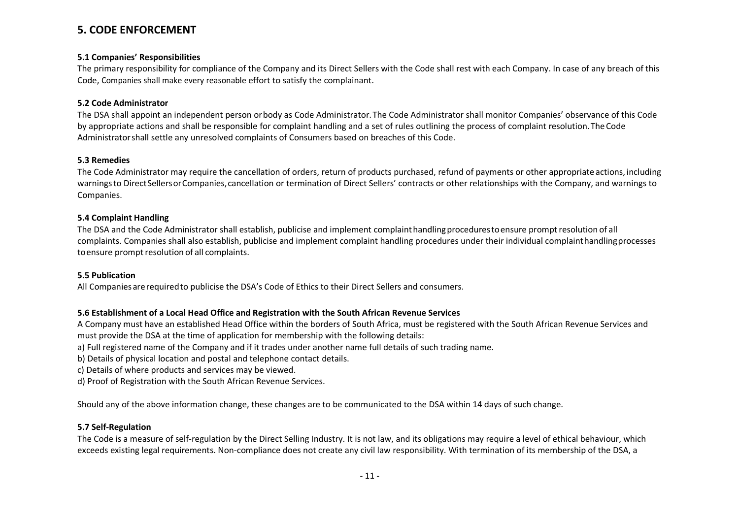## 5. CODE ENFORCEMENT

### 5.1 Companies' Responsibilities

The primary responsibility for compliance of the Company and its Direct Sellers with the Code shall rest with each Company. In case of any breach of this Code, Companies shall make every reasonable effort to satisfy the complainant.

### 5.2 Code Administrator

The DSA shall appoint an independent person or body as Code Administrator. The Code Administrator shall monitor Companies' observance of this Code by appropriate actions and shall be responsible for complaint handling and a set of rules outlining the process of complaint resolution. The Code Administrator shall settle any unresolved complaints of Consumers based on breaches of this Code.

### 5.3 Remedies

The Code Administrator may require the cancellation of orders, return of products purchased, refund of payments or other appropriate actions, including warnings to Direct Sellers or Companies, cancellation or termination of Direct Sellers' contracts or other relationships with the Company, and warnings to Companies.

### 5.4 Complaint Handling

The DSA and the Code Administrator shall establish, publicise and implement complaint handling procedures to ensure prompt resolution of all complaints. Companies shall also establish, publicise and implement complaint handling procedures under their individual complaint handling processes to ensure prompt resolution of all complaints.

### 5.5 Publication

All Companies are required to publicise the DSA's Code of Ethics to their Direct Sellers and consumers.

### 5.6 Establishment of a Local Head Office and Registration with the South African Revenue Services

A Company must have an established Head Office within the borders of South Africa, must be registered with the South African Revenue Services and must provide the DSA at the time of application for membership with the following details:

a) Full registered name of the Company and if it trades under another name full details of such trading name.
b) Details of physical location and postal and telephone contact details.
c) Details of where products and services may be viewed.
d) Proof of Registration with the South African Revenue Services.

Should any of the above information change, these changes are to be communicated to the DSA within 14 days of such change.

### 5.7 Self-Regulation

The Code is a measure of self-regulation by the Direct Selling Industry. It is not law, and its obligations may require a level of ethical behaviour, which exceeds existing legal requirements. Non-compliance does not create any civil law responsibility. With termination of its membership of the DSA, a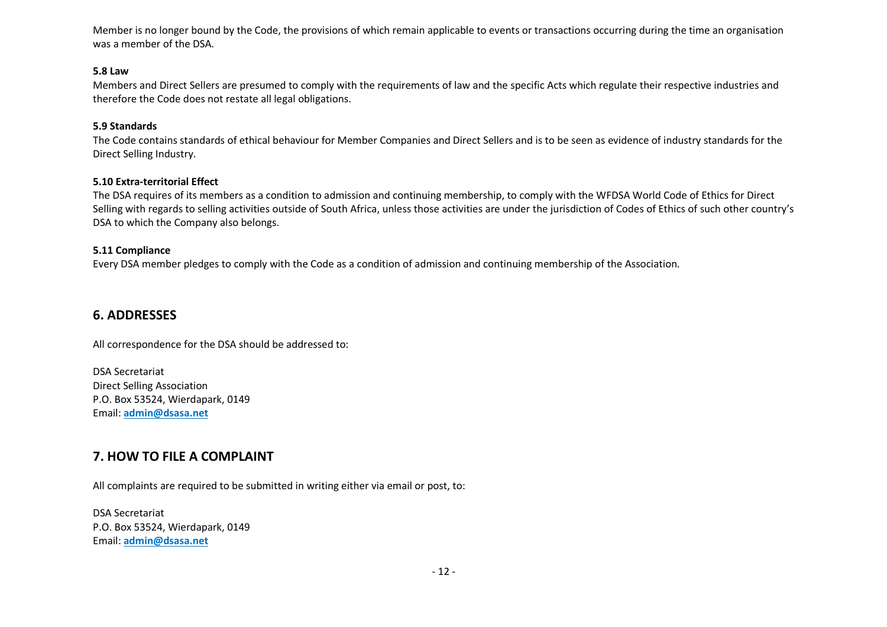Member is no longer bound by the Code, the provisions of which remain applicable to events or transactions occurring during the time an organisation was a member of the DSA.

**5.8 Law**

Members and Direct Sellers are presumed to comply with the requirements of law and the specific Acts which regulate their respective industries and therefore the Code does not restate all legal obligations.

**5.9 Standards**

The Code contains standards of ethical behaviour for Member Companies and Direct Sellers and is to be seen as evidence of industry standards for the Direct Selling Industry.

**5.10 Extra-territorial Effect**

The DSA requires of its members as a condition to admission and continuing membership, to comply with the WFDSA World Code of Ethics for Direct Selling with regards to selling activities outside of South Africa, unless those activities are under the jurisdiction of Codes of Ethics of such other country's DSA to which the Company also belongs.

**5.11 Compliance**

Every DSA member pledges to comply with the Code as a condition of admission and continuing membership of the Association.

## 6. ADDRESSES

All correspondence for the DSA should be addressed to:

DSA Secretariat
Direct Selling Association
P.O. Box 53524, Wierdapark, 0149
Email: **admin@dsasa.net**

## 7. HOW TO FILE A COMPLAINT

All complaints are required to be submitted in writing either via email or post, to:

DSA Secretariat
P.O. Box 53524, Wierdapark, 0149
Email: **admin@dsasa.net**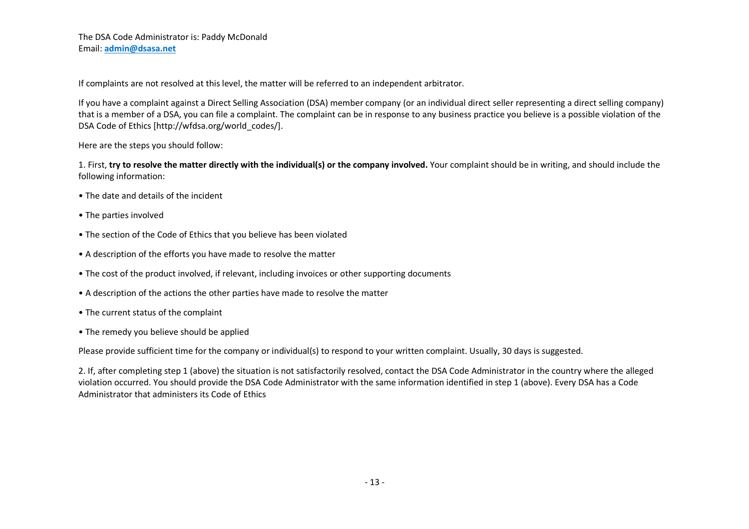The DSA Code Administrator is: Paddy McDonald
Email: **admin@dsasa.net**

If complaints are not resolved at this level, the matter will be referred to an independent arbitrator.

If you have a complaint against a Direct Selling Association (DSA) member company (or an individual direct seller representing a direct selling company) that is a member of a DSA, you can file a complaint. The complaint can be in response to any business practice you believe is a possible violation of the DSA Code of Ethics [http://wfdsa.org/world_codes/].

Here are the steps you should follow:

1. First, **try to resolve the matter directly with the individual(s) or the company involved.** Your complaint should be in writing, and should include the following information:

- The date and details of the incident
- The parties involved
- The section of the Code of Ethics that you believe has been violated
- A description of the efforts you have made to resolve the matter
- The cost of the product involved, if relevant, including invoices or other supporting documents
- A description of the actions the other parties have made to resolve the matter
- The current status of the complaint
- The remedy you believe should be applied

Please provide sufficient time for the company or individual(s) to respond to your written complaint. Usually, 30 days is suggested.

2. If, after completing step 1 (above) the situation is not satisfactorily resolved, contact the DSA Code Administrator in the country where the alleged violation occurred. You should provide the DSA Code Administrator with the same information identified in step 1 (above). Every DSA has a Code Administrator that administers its Code of Ethics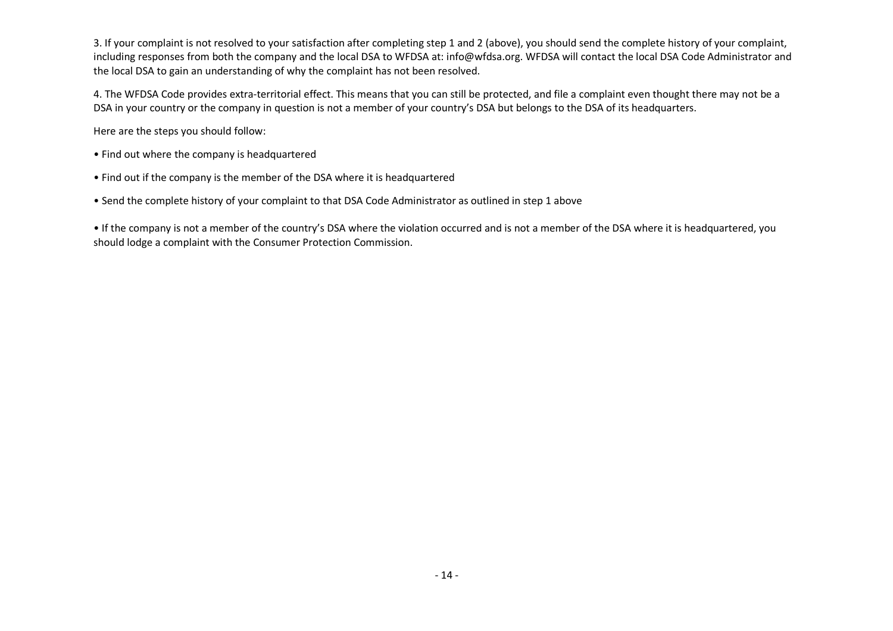3. If your complaint is not resolved to your satisfaction after completing step 1 and 2 (above), you should send the complete history of your complaint, including responses from both the company and the local DSA to WFDSA at: info@wfdsa.org. WFDSA will contact the local DSA Code Administrator and the local DSA to gain an understanding of why the complaint has not been resolved.

4. The WFDSA Code provides extra-territorial effect. This means that you can still be protected, and file a complaint even thought there may not be a DSA in your country or the company in question is not a member of your country's DSA but belongs to the DSA of its headquarters.

Here are the steps you should follow:

- Find out where the company is headquartered
- Find out if the company is the member of the DSA where it is headquartered
- Send the complete history of your complaint to that DSA Code Administrator as outlined in step 1 above
- If the company is not a member of the country's DSA where the violation occurred and is not a member of the DSA where it is headquartered, you should lodge a complaint with the Consumer Protection Commission.